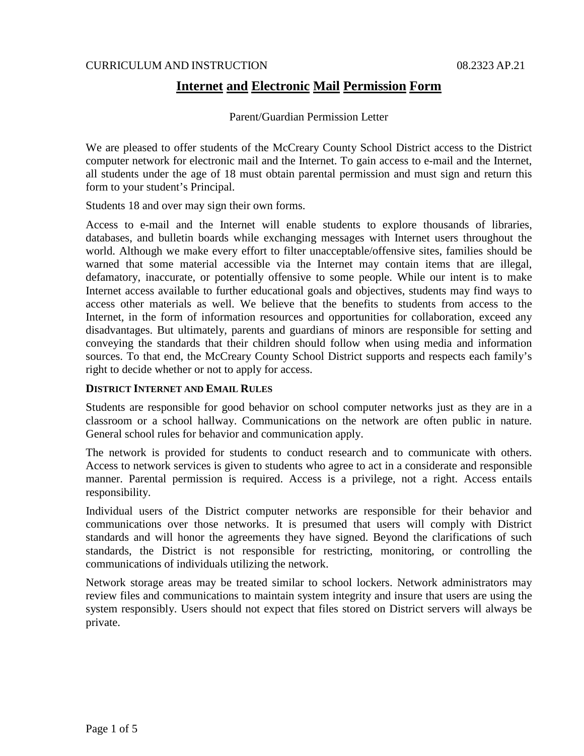CURRICULUM AND INSTRUCTION 08.2323 AP.21

# Internet and Electronic Mail Permission Form

Parent/Guardian Permission Letter

We are pleased to offer students of the McCreary County School District access to the District computer network for electronic mail and the Internet. To gain access to e-mail and the Internet, all students under the age of 18 must obtain parental permission and must sign and return this form to your student's Principal.

Students 18 and over may sign their own forms.

Access to e-mail and the Internet will enable students to explore thousands of libraries, databases, and bulletin boards while exchanging messages with Internet users throughout the world. Although we make every effort to filter unacceptable/offensive sites, families should be warned that some material accessible via the Internet may contain items that are illegal, defamatory, inaccurate, or potentially offensive to some people. While our intent is to make Internet access available to further educational goals and objectives, students may find ways to access other materials as well. We believe that the benefits to students from access to the Internet, in the form of information resources and opportunities for collaboration, exceed any disadvantages. But ultimately, parents and guardians of minors are responsible for setting and conveying the standards that their children should follow when using media and information sources. To that end, the McCreary County School District supports and respects each family's right to decide whether or not to apply for access.

### District Internet and Email Rules

Students are responsible for good behavior on school computer networks just as they are in a classroom or a school hallway. Communications on the network are often public in nature. General school rules for behavior and communication apply.

The network is provided for students to conduct research and to communicate with others. Access to network services is given to students who agree to act in a considerate and responsible manner. Parental permission is required. Access is a privilege, not a right. Access entails responsibility.

Individual users of the District computer networks are responsible for their behavior and communications over those networks. It is presumed that users will comply with District standards and will honor the agreements they have signed. Beyond the clarifications of such standards, the District is not responsible for restricting, monitoring, or controlling the communications of individuals utilizing the network.

Network storage areas may be treated similar to school lockers. Network administrators may review files and communications to maintain system integrity and insure that users are using the system responsibly. Users should not expect that files stored on District servers will always be private.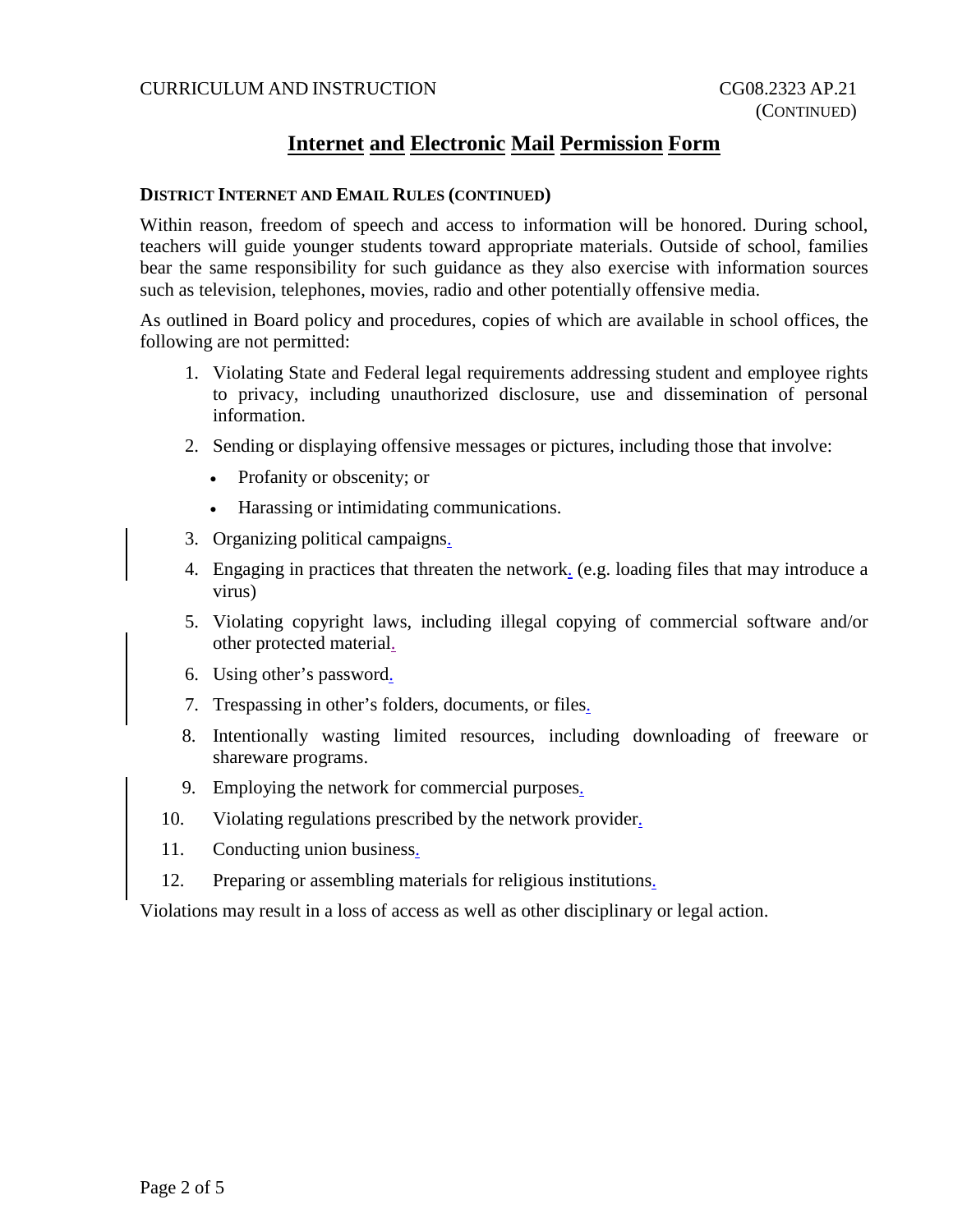# Internet and Electronic Mail Permission Form

**DISTRICT INTERNET AND EMAIL RULES (CONTINUED)**

Within reason, freedom of speech and access to information will be honored. During school, teachers will guide younger students toward appropriate materials. Outside of school, families bear the same responsibility for such guidance as they also exercise with information sources such as television, telephones, movies, radio and other potentially offensive media.

As outlined in Board policy and procedures, copies of which are available in school offices, the following are not permitted:

1. Violating State and Federal legal requirements addressing student and employee rights to privacy, including unauthorized disclosure, use and dissemination of personal information.
2. Sending or displaying offensive messages or pictures, including those that involve:
   - Profanity or obscenity; or
   - Harassing or intimidating communications.
3. Organizing political campaigns.
4. Engaging in practices that threaten the network. (e.g. loading files that may introduce a virus)
5. Violating copyright laws, including illegal copying of commercial software and/or other protected material.
6. Using other's password.
7. Trespassing in other's folders, documents, or files.
8. Intentionally wasting limited resources, including downloading of freeware or shareware programs.
9. Employing the network for commercial purposes.
10. Violating regulations prescribed by the network provider.
11. Conducting union business.
12. Preparing or assembling materials for religious institutions.

Violations may result in a loss of access as well as other disciplinary or legal action.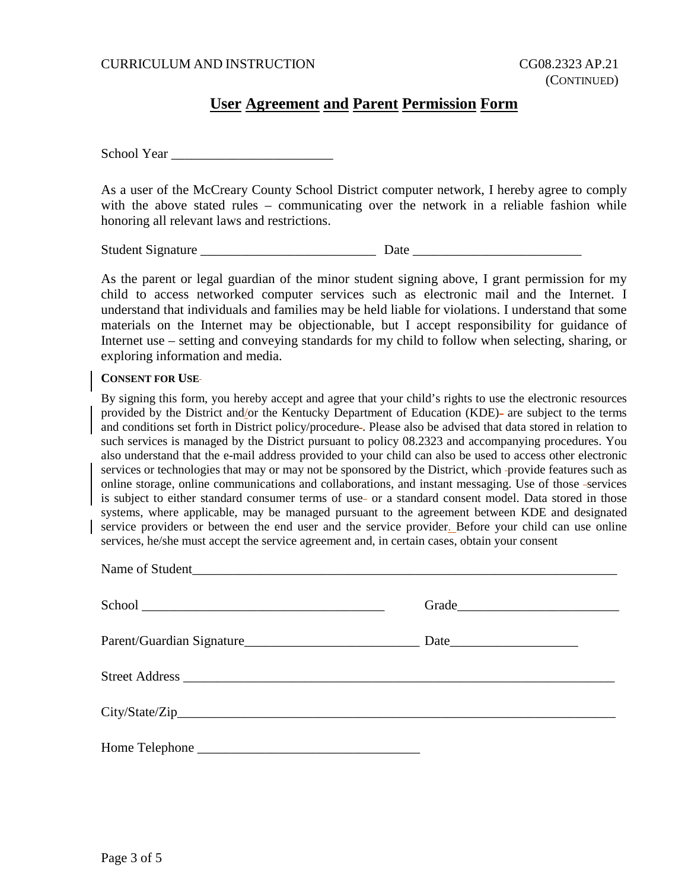# User Agreement and Parent Permission Form

School Year ________________________

As a user of the McCreary County School District computer network, I hereby agree to comply with the above stated rules – communicating over the network in a reliable fashion while honoring all relevant laws and restrictions.

Student Signature __________________________ Date ________________________

As the parent or legal guardian of the minor student signing above, I grant permission for my child to access networked computer services such as electronic mail and the Internet. I understand that individuals and families may be held liable for violations. I understand that some materials on the Internet may be objectionable, but I accept responsibility for guidance of Internet use – setting and conveying standards for my child to follow when selecting, sharing, or exploring information and media.

**CONSENT FOR USE**

By signing this form, you hereby accept and agree that your child's rights to use the electronic resources provided by the District and/or the Kentucky Department of Education (KDE) are subject to the terms and conditions set forth in District policy/procedure. Please also be advised that data stored in relation to such services is managed by the District pursuant to policy 08.2323 and accompanying procedures. You also understand that the e-mail address provided to your child can also be used to access other electronic services or technologies that may or may not be sponsored by the District, which provide features such as online storage, online communications and collaborations, and instant messaging. Use of those services is subject to either standard consumer terms of use or a standard consent model. Data stored in those systems, where applicable, may be managed pursuant to the agreement between KDE and designated service providers or between the end user and the service provider. Before your child can use online services, he/she must accept the service agreement and, in certain cases, obtain your consent

Name of Student_________________________________________________________________

School ____________________________________ Grade________________________

Parent/Guardian Signature__________________________ Date___________________

Street Address ____________________________________________________________

City/State/Zip_____________________________________________________________

Home Telephone ________________________________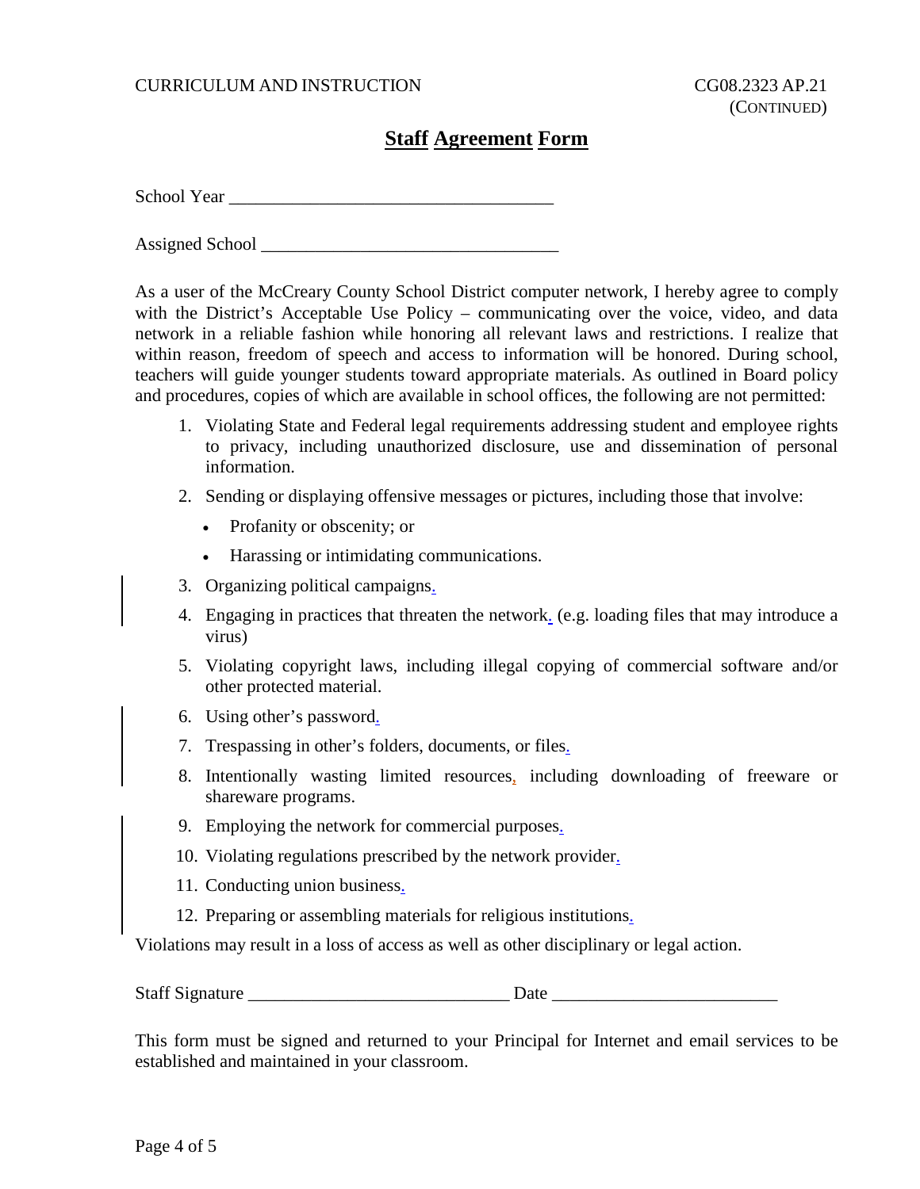## **Staff Agreement Form**

School Year ___________________________________

Assigned School ________________________________

As a user of the McCreary County School District computer network, I hereby agree to comply with the District's Acceptable Use Policy – communicating over the voice, video, and data network in a reliable fashion while honoring all relevant laws and restrictions. I realize that within reason, freedom of speech and access to information will be honored. During school, teachers will guide younger students toward appropriate materials. As outlined in Board policy and procedures, copies of which are available in school offices, the following are not permitted:

1. Violating State and Federal legal requirements addressing student and employee rights to privacy, including unauthorized disclosure, use and dissemination of personal information.
2. Sending or displaying offensive messages or pictures, including those that involve:
   - Profanity or obscenity; or
   - Harassing or intimidating communications.
3. Organizing political campaigns.
4. Engaging in practices that threaten the network. (e.g. loading files that may introduce a virus)
5. Violating copyright laws, including illegal copying of commercial software and/or other protected material.
6. Using other's password.
7. Trespassing in other's folders, documents, or files.
8. Intentionally wasting limited resources, including downloading of freeware or shareware programs.
9. Employing the network for commercial purposes.
10. Violating regulations prescribed by the network provider.
11. Conducting union business.
12. Preparing or assembling materials for religious institutions.

Violations may result in a loss of access as well as other disciplinary or legal action.

Staff Signature _____________________________ Date _________________________

This form must be signed and returned to your Principal for Internet and email services to be established and maintained in your classroom.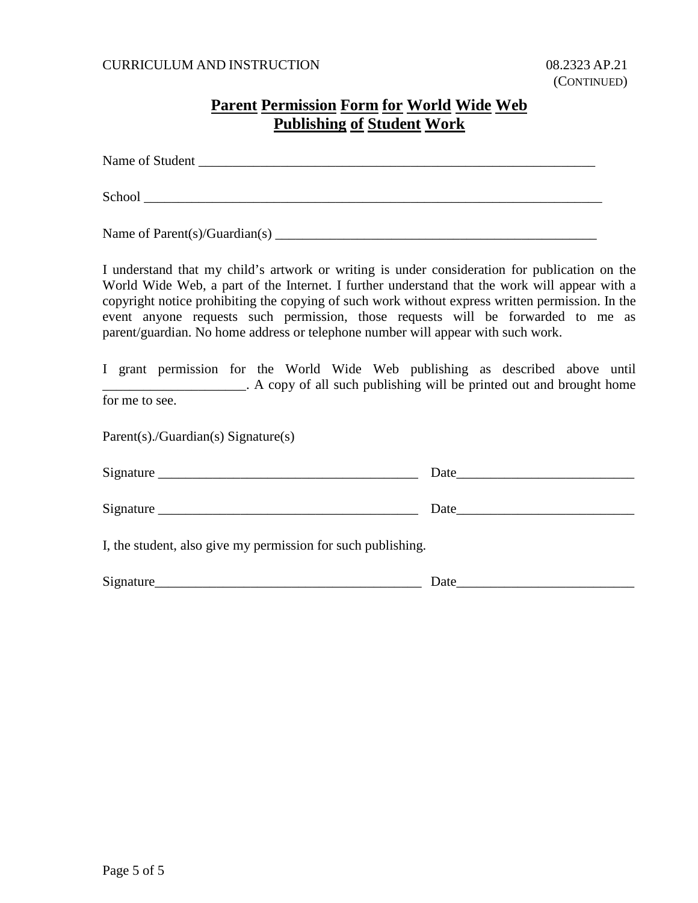## Parent Permission Form for World Wide Web Publishing of Student Work

Name of Student ____________________________________________________________

School ______________________________________________________________________

Name of Parent(s)/Guardian(s) _________________________________________________

I understand that my child's artwork or writing is under consideration for publication on the World Wide Web, a part of the Internet. I further understand that the work will appear with a copyright notice prohibiting the copying of such work without express written permission. In the event anyone requests such permission, those requests will be forwarded to me as parent/guardian. No home address or telephone number will appear with such work.

I grant permission for the World Wide Web publishing as described above until _____________________. A copy of all such publishing will be printed out and brought home for me to see.

Parent(s)./Guardian(s) Signature(s)

Signature ______________________________________ Date__________________________

Signature ______________________________________ Date__________________________

I, the student, also give my permission for such publishing.

Signature_______________________________________ Date__________________________